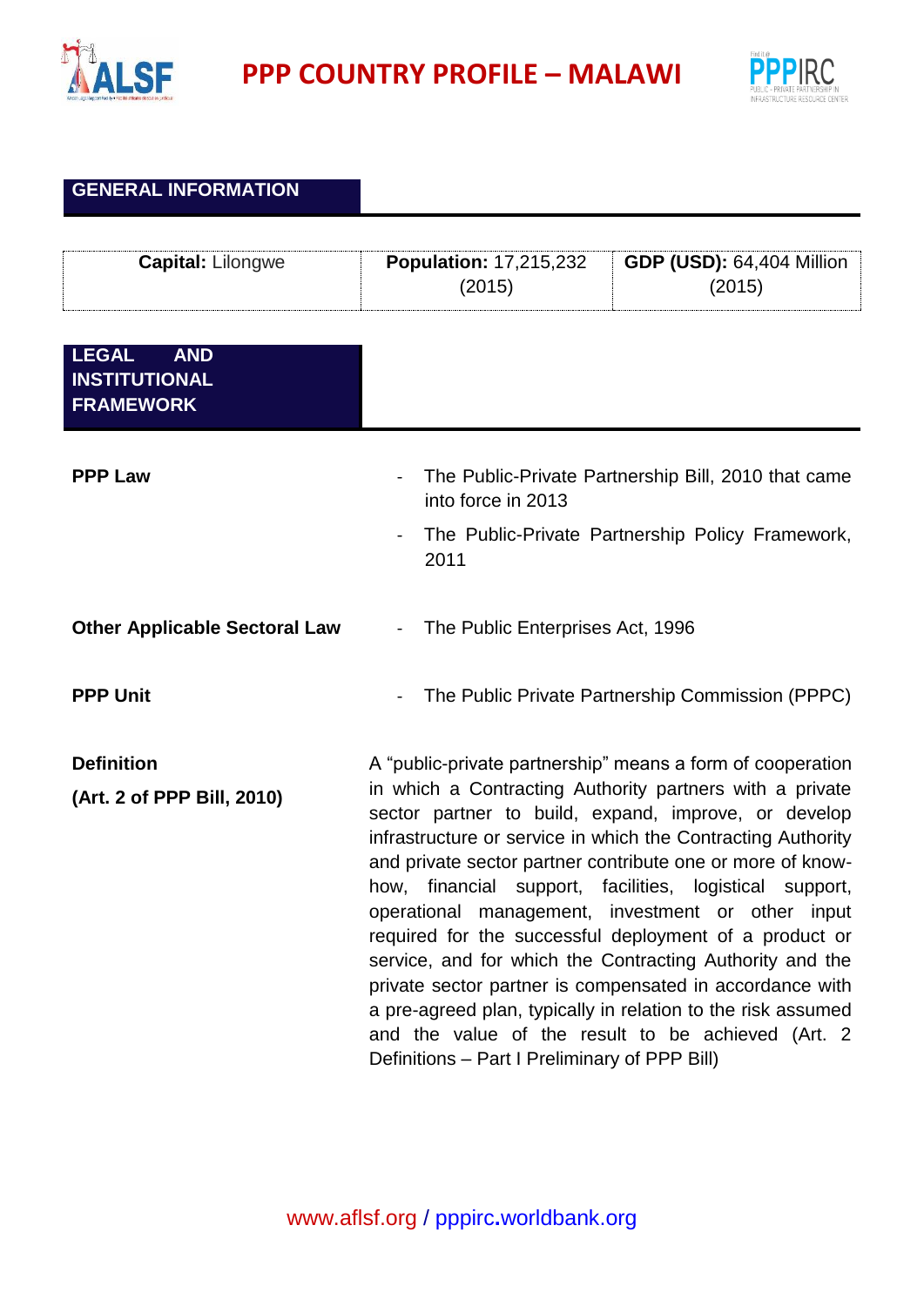# PPP COUNTRY PROFILE – MALAWI

## GENERAL INFORMATION

| **Capital:** Lilongwe | **Population:** 17,215,232 (2015) | **GDP (USD):** 64,404 Million (2015) |
| --- | --- | --- |

## LEGAL AND INSTITUTIONAL FRAMEWORK

**PPP Law**

- The Public-Private Partnership Bill, 2010 that came into force in 2013
- The Public-Private Partnership Policy Framework, 2011

**Other Applicable Sectoral Law**

- The Public Enterprises Act, 1996

**PPP Unit**

- The Public Private Partnership Commission (PPPC)

**Definition**

**(Art. 2 of PPP Bill, 2010)**

A "public-private partnership" means a form of cooperation in which a Contracting Authority partners with a private sector partner to build, expand, improve, or develop infrastructure or service in which the Contracting Authority and private sector partner contribute one or more of know-how, financial support, facilities, logistical support, operational management, investment or other input required for the successful deployment of a product or service, and for which the Contracting Authority and the private sector partner is compensated in accordance with a pre-agreed plan, typically in relation to the risk assumed and the value of the result to be achieved (Art. 2 Definitions – Part I Preliminary of PPP Bill)

www.aflsf.org / pppirc.worldbank.org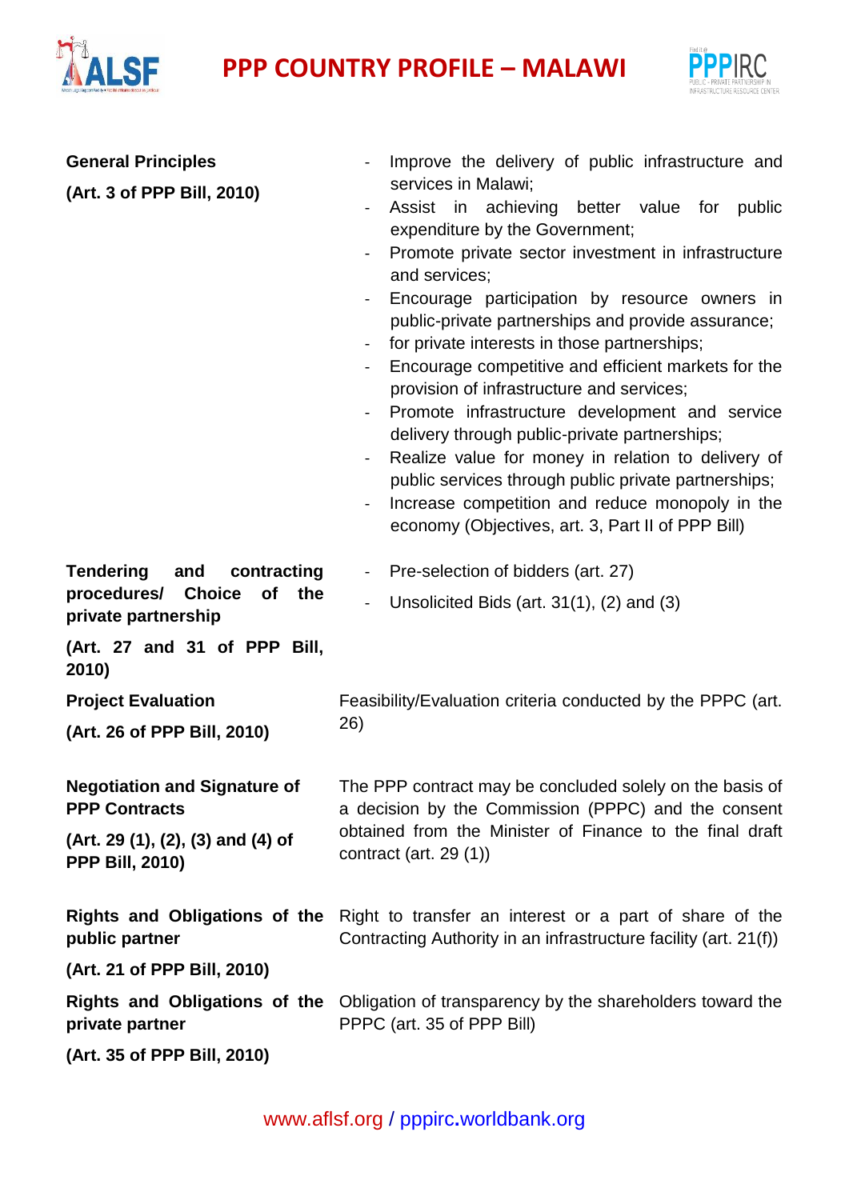| | |
|---|---|
| **General Principles**<br><br>**(Art. 3 of PPP Bill, 2010)** | - Improve the delivery of public infrastructure and services in Malawi;<br>- Assist in achieving better value for public expenditure by the Government;<br>- Promote private sector investment in infrastructure and services;<br>- Encourage participation by resource owners in public-private partnerships and provide assurance;<br>- for private interests in those partnerships;<br>- Encourage competitive and efficient markets for the provision of infrastructure and services;<br>- Promote infrastructure development and service delivery through public-private partnerships;<br>- Realize value for money in relation to delivery of public services through public private partnerships;<br>- Increase competition and reduce monopoly in the economy (Objectives, art. 3, Part II of PPP Bill) |
| **Tendering and contracting procedures/ Choice of the private partnership**<br><br>**(Art. 27 and 31 of PPP Bill, 2010)** | - Pre-selection of bidders (art. 27)<br>- Unsolicited Bids (art. 31(1), (2) and (3) |
| **Project Evaluation**<br><br>**(Art. 26 of PPP Bill, 2010)** | Feasibility/Evaluation criteria conducted by the PPPC (art. 26) |
| **Negotiation and Signature of PPP Contracts**<br><br>**(Art. 29 (1), (2), (3) and (4) of PPP Bill, 2010)** | The PPP contract may be concluded solely on the basis of a decision by the Commission (PPPC) and the consent obtained from the Minister of Finance to the final draft contract (art. 29 (1)) |
| **Rights and Obligations of the public partner**<br><br>**(Art. 21 of PPP Bill, 2010)** | Right to transfer an interest or a part of share of the Contracting Authority in an infrastructure facility (art. 21(f)) |
| **Rights and Obligations of the private partner**<br><br>**(Art. 35 of PPP Bill, 2010)** | Obligation of transparency by the shareholders toward the PPPC (art. 35 of PPP Bill) |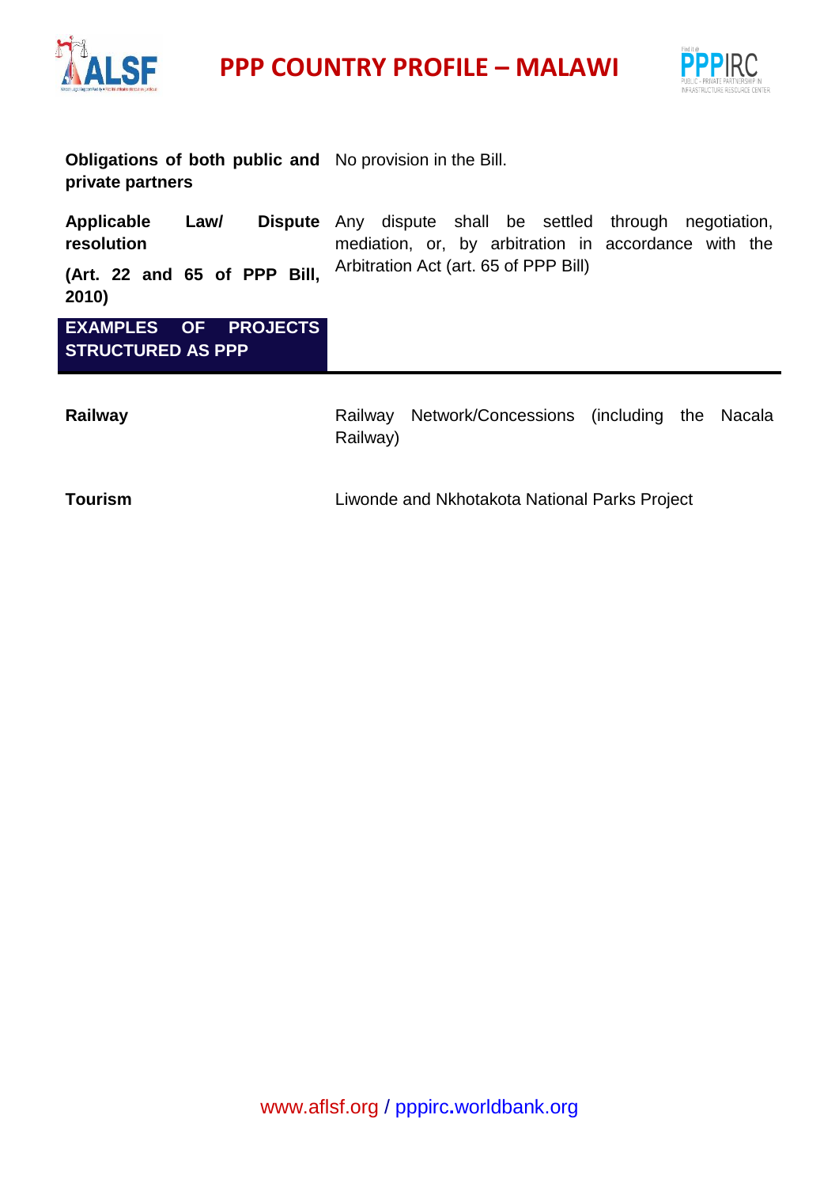| | |
|---|---|
| **Obligations of both public and private partners** | No provision in the Bill. |
| **Applicable Law/ Dispute resolution** **(Art. 22 and 65 of PPP Bill, 2010)** | Any dispute shall be settled through negotiation, mediation, or, by arbitration in accordance with the Arbitration Act (art. 65 of PPP Bill) |
| **EXAMPLES OF PROJECTS STRUCTURED AS PPP** | |
| **Railway** | Railway Network/Concessions (including the Nacala Railway) |
| **Tourism** | Liwonde and Nkhotakota National Parks Project |

www.aflsf.org / pppirc.worldbank.org